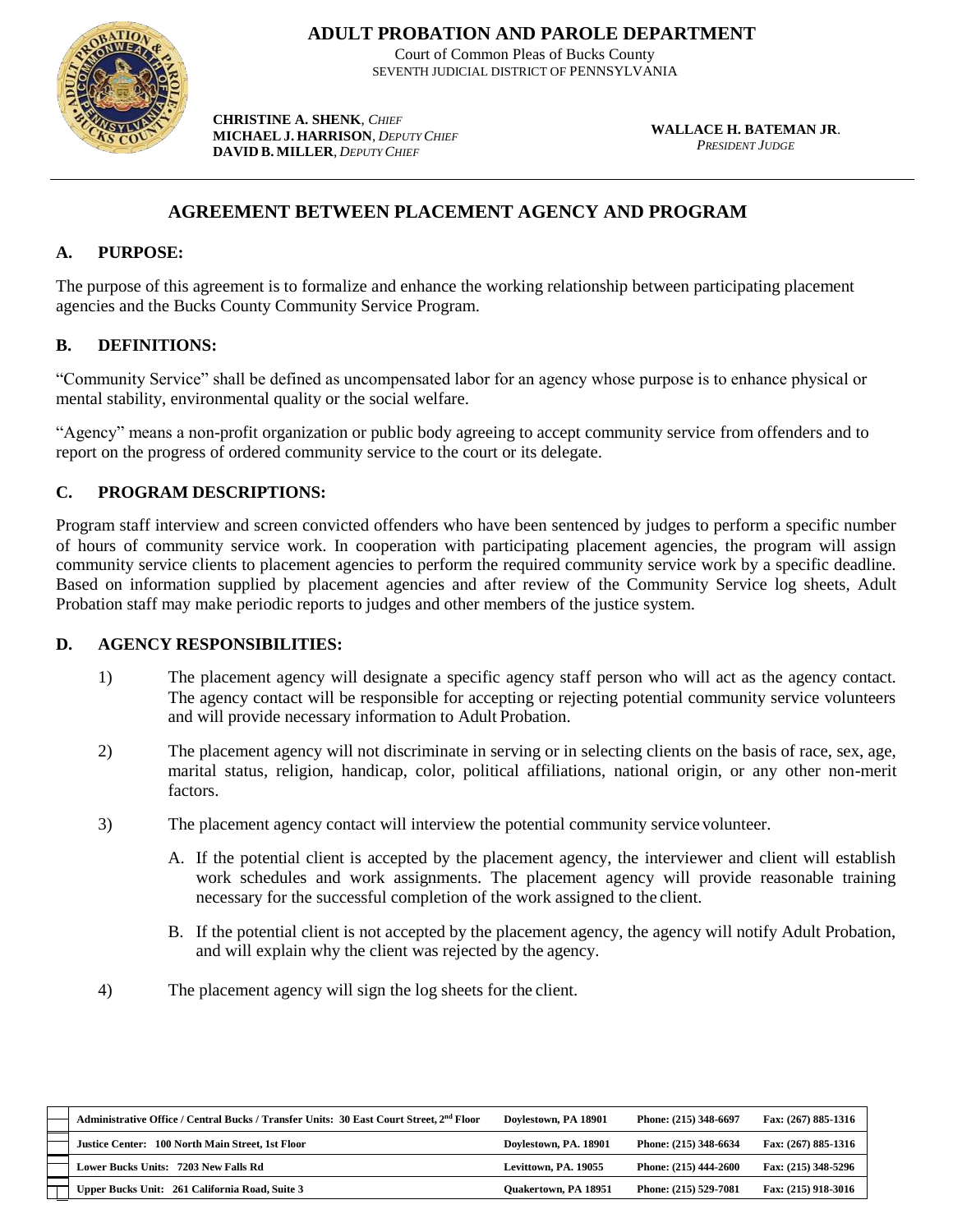# ADULT PROBATION AND PAROLE DEPARTMENT

Court of Common Pleas of Bucks County
SEVENTH JUDICIAL DISTRICT OF PENNSYLVANIA

**CHRISTINE A. SHENK**, *CHIEF*
**MICHAEL J. HARRISON**, *DEPUTY CHIEF*
**DAVID B. MILLER**, *DEPUTY CHIEF*

**WALLACE H. BATEMAN JR**.
*PRESIDENT JUDGE*

## AGREEMENT BETWEEN PLACEMENT AGENCY AND PROGRAM

### A. PURPOSE:

The purpose of this agreement is to formalize and enhance the working relationship between participating placement agencies and the Bucks County Community Service Program.

### B. DEFINITIONS:

"Community Service" shall be defined as uncompensated labor for an agency whose purpose is to enhance physical or mental stability, environmental quality or the social welfare.

"Agency" means a non-profit organization or public body agreeing to accept community service from offenders and to report on the progress of ordered community service to the court or its delegate.

### C. PROGRAM DESCRIPTIONS:

Program staff interview and screen convicted offenders who have been sentenced by judges to perform a specific number of hours of community service work. In cooperation with participating placement agencies, the program will assign community service clients to placement agencies to perform the required community service work by a specific deadline. Based on information supplied by placement agencies and after review of the Community Service log sheets, Adult Probation staff may make periodic reports to judges and other members of the justice system.

### D. AGENCY RESPONSIBILITIES:

1) The placement agency will designate a specific agency staff person who will act as the agency contact. The agency contact will be responsible for accepting or rejecting potential community service volunteers and will provide necessary information to Adult Probation.

2) The placement agency will not discriminate in serving or in selecting clients on the basis of race, sex, age, marital status, religion, handicap, color, political affiliations, national origin, or any other non-merit factors.

3) The placement agency contact will interview the potential community service volunteer.

   A. If the potential client is accepted by the placement agency, the interviewer and client will establish work schedules and work assignments. The placement agency will provide reasonable training necessary for the successful completion of the work assigned to the client.

   B. If the potential client is not accepted by the placement agency, the agency will notify Adult Probation, and will explain why the client was rejected by the agency.

4) The placement agency will sign the log sheets for the client.

| Office | City | Phone | Fax |
|---|---|---|---|
| **Administrative Office / Central Bucks / Transfer Units: 30 East Court Street, 2nd Floor** | **Doylestown, PA 18901** | **Phone: (215) 348-6697** | **Fax: (267) 885-1316** |
| **Justice Center: 100 North Main Street, 1st Floor** | **Doylestown, PA. 18901** | **Phone: (215) 348-6634** | **Fax: (267) 885-1316** |
| **Lower Bucks Units: 7203 New Falls Rd** | **Levittown, PA. 19055** | **Phone: (215) 444-2600** | **Fax: (215) 348-5296** |
| **Upper Bucks Unit: 261 California Road, Suite 3** | **Quakertown, PA 18951** | **Phone: (215) 529-7081** | **Fax: (215) 918-3016** |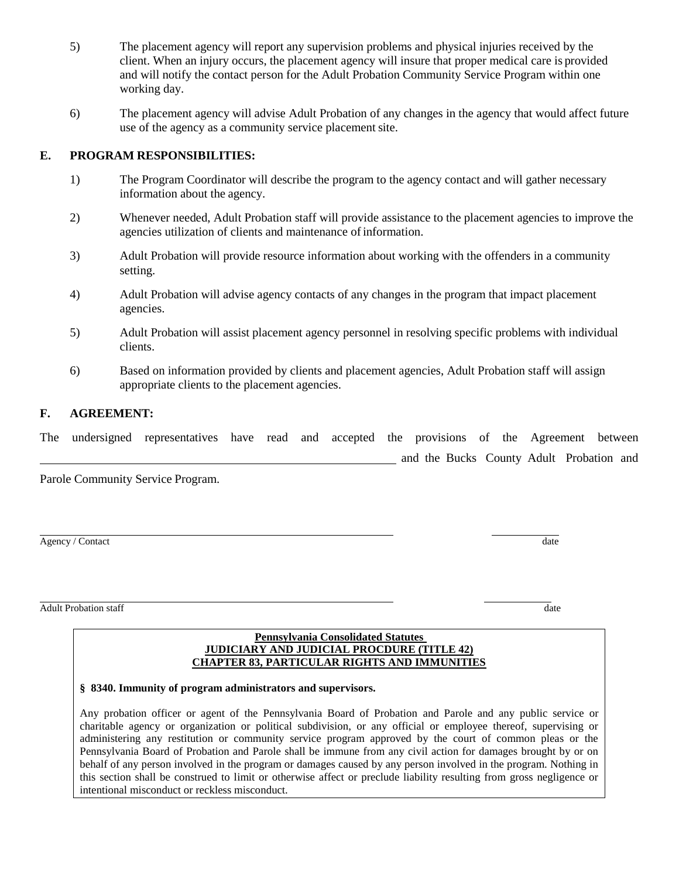5) The placement agency will report any supervision problems and physical injuries received by the client. When an injury occurs, the placement agency will insure that proper medical care is provided and will notify the contact person for the Adult Probation Community Service Program within one working day.

6) The placement agency will advise Adult Probation of any changes in the agency that would affect future use of the agency as a community service placement site.

## E. PROGRAM RESPONSIBILITIES:

1) The Program Coordinator will describe the program to the agency contact and will gather necessary information about the agency.

2) Whenever needed, Adult Probation staff will provide assistance to the placement agencies to improve the agencies utilization of clients and maintenance of information.

3) Adult Probation will provide resource information about working with the offenders in a community setting.

4) Adult Probation will advise agency contacts of any changes in the program that impact placement agencies.

5) Adult Probation will assist placement agency personnel in resolving specific problems with individual clients.

6) Based on information provided by clients and placement agencies, Adult Probation staff will assign appropriate clients to the placement agencies.

## F. AGREEMENT:

The undersigned representatives have read and accepted the provisions of the Agreement between ______________________________ and the Bucks County Adult Probation and Parole Community Service Program.

______________________________ ____________
Agency / Contact date

______________________________ ____________
Adult Probation staff date

**Pennsylvania Consolidated Statutes**
**JUDICIARY AND JUDICIAL PROCDURE (TITLE 42)**
**CHAPTER 83, PARTICULAR RIGHTS AND IMMUNITIES**

**§ 8340. Immunity of program administrators and supervisors.**

Any probation officer or agent of the Pennsylvania Board of Probation and Parole and any public service or charitable agency or organization or political subdivision, or any official or employee thereof, supervising or administering any restitution or community service program approved by the court of common pleas or the Pennsylvania Board of Probation and Parole shall be immune from any civil action for damages brought by or on behalf of any person involved in the program or damages caused by any person involved in the program. Nothing in this section shall be construed to limit or otherwise affect or preclude liability resulting from gross negligence or intentional misconduct or reckless misconduct.